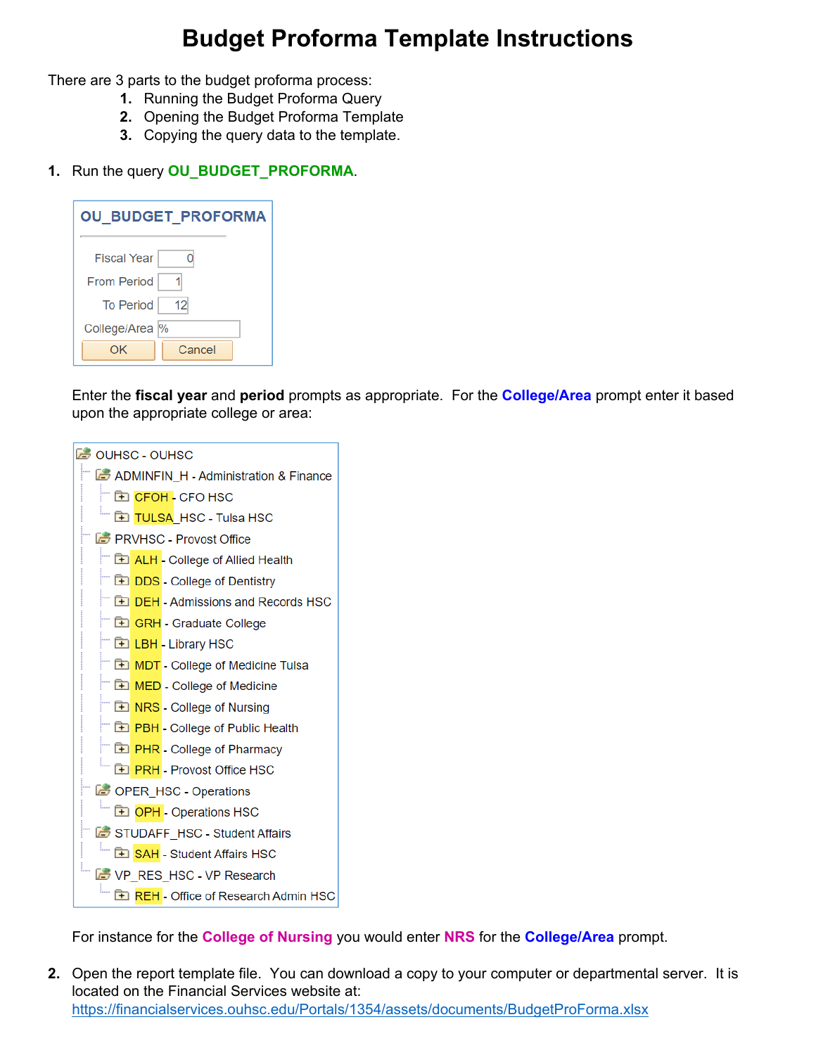# Budget Proforma Template Instructions

There are 3 parts to the budget proforma process:

1. Running the Budget Proforma Query
2. Opening the Budget Proforma Template
3. Copying the query data to the template.

**1.** Run the query **OU_BUDGET_PROFORMA**.

**OU_BUDGET_PROFORMA**

| | |
|---|---|
| Fiscal Year | 0 |
| From Period | 1 |
| To Period | 12 |
| College/Area | % |

OK | Cancel

Enter the **fiscal year** and **period** prompts as appropriate. For the **College/Area** prompt enter it based upon the appropriate college or area:

- OUHSC - OUHSC
  - ADMINFIN_H - Administration & Finance
    - CFOH - CFO HSC
    - TULSA_HSC - Tulsa HSC
  - PRVHSC - Provost Office
    - ALH - College of Allied Health
    - DDS - College of Dentistry
    - DEH - Admissions and Records HSC
    - GRH - Graduate College
    - LBH - Library HSC
    - MDT - College of Medicine Tulsa
    - MED - College of Medicine
    - NRS - College of Nursing
    - PBH - College of Public Health
    - PHR - College of Pharmacy
    - PRH - Provost Office HSC
  - OPER_HSC - Operations
    - OPH - Operations HSC
  - STUDAFF_HSC - Student Affairs
    - SAH - Student Affairs HSC
  - VP_RES_HSC - VP Research
    - REH - Office of Research Admin HSC

For instance for the **College of Nursing** you would enter **NRS** for the **College/Area** prompt.

**2.** Open the report template file. You can download a copy to your computer or departmental server. It is located on the Financial Services website at:
https://financialservices.ouhsc.edu/Portals/1354/assets/documents/BudgetProForma.xlsx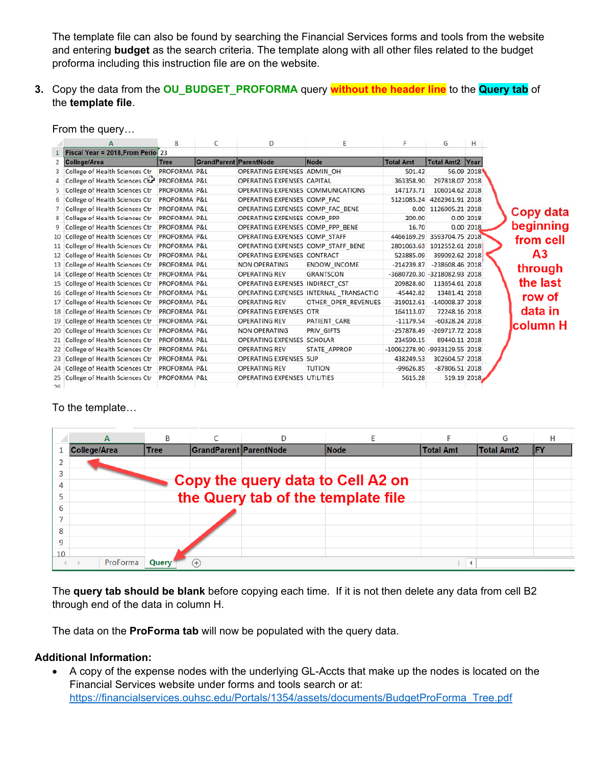The template file can also be found by searching the Financial Services forms and tools from the website and entering **budget** as the search criteria. The template along with all other files related to the budget proforma including this instruction file are on the website.

3. Copy the data from the **OU_BUDGET_PROFORMA** query **without the header line** to the **Query tab** of the **template file**.

From the query…

| | A | B | C | D | E | F | G | H |
|---|---|---|---|---|---|---|---|---|
| 1 | Fiscal Year = 2018,From Perio | 23 | | | | | | |
| 2 | College/Area | Tree | GrandParent | ParentNode | Node | Total Amt | Total Amt2 | Year |
| 3 | College of Health Sciences Ctr | PROFORMA | P&L | OPERATING EXPENSES | ADMIN_OH | 501.42 | 56.09 | 2018 |
| 4 | College of Health Sciences Ctr | PROFORMA | P&L | OPERATING EXPENSES | CAPITAL | 363358.90 | 297818.07 | 2018 |
| 5 | College of Health Sciences Ctr | PROFORMA | P&L | OPERATING EXPENSES | COMMUNICATIONS | 147173.71 | 106014.62 | 2018 |
| 6 | College of Health Sciences Ctr | PROFORMA | P&L | OPERATING EXPENSES | COMP_FAC | 5121085.24 | 4262961.91 | 2018 |
| 7 | College of Health Sciences Ctr | PROFORMA | P&L | OPERATING EXPENSES | COMP_FAC_BENE | 0.00 | 1126905.21 | 2018 |
| 8 | College of Health Sciences Ctr | PROFORMA | P&L | OPERATING EXPENSES | COMP_PPP | 200.00 | 0.00 | 2018 |
| 9 | College of Health Sciences Ctr | PROFORMA | P&L | OPERATING EXPENSES | COMP_PPP_BENE | 16.70 | 0.00 | 2018 |
| 10 | College of Health Sciences Ctr | PROFORMA | P&L | OPERATING EXPENSES | COMP_STAFF | 4466169.29 | 3593704.75 | 2018 |
| 11 | College of Health Sciences Ctr | PROFORMA | P&L | OPERATING EXPENSES | COMP_STAFF_BENE | 2801063.63 | 1012552.61 | 2018 |
| 12 | College of Health Sciences Ctr | PROFORMA | P&L | OPERATING EXPENSES | CONTRACT | 523885.09 | 399092.62 | 2018 |
| 13 | College of Health Sciences Ctr | PROFORMA | P&L | NON OPERATING | ENDOW_INCOME | -214239.87 | -238608.46 | 2018 |
| 14 | College of Health Sciences Ctr | PROFORMA | P&L | OPERATING REV | GRANTSCON | -3680720.30 | -3218082.93 | 2018 |
| 15 | College of Health Sciences Ctr | PROFORMA | P&L | OPERATING EXPENSES | INDIRECT_CST | 209828.60 | 113654.61 | 2018 |
| 16 | College of Health Sciences Ctr | PROFORMA | P&L | OPERATING EXPENSES | INTERNAL_TRANSACTIO | -45442.82 | 13481.41 | 2018 |
| 17 | College of Health Sciences Ctr | PROFORMA | P&L | OPERATING REV | OTHER_OPER_REVENUES | -319012.61 | -140008.37 | 2018 |
| 18 | College of Health Sciences Ctr | PROFORMA | P&L | OPERATING EXPENSES | OTR | 164113.07 | 72248.16 | 2018 |
| 19 | College of Health Sciences Ctr | PROFORMA | P&L | OPERATING REV | PATIENT_CARE | -11179.54 | -60328.24 | 2018 |
| 20 | College of Health Sciences Ctr | PROFORMA | P&L | NON OPERATING | PRIV_GIFTS | -257878.49 | -269717.72 | 2018 |
| 21 | College of Health Sciences Ctr | PROFORMA | P&L | OPERATING EXPENSES | SCHOLAR | 234590.15 | 89440.11 | 2018 |
| 22 | College of Health Sciences Ctr | PROFORMA | P&L | OPERATING REV | STATE_APPROP | -10062278.90 | -9933129.55 | 2018 |
| 23 | College of Health Sciences Ctr | PROFORMA | P&L | OPERATING EXPENSES | SUP | 438249.53 | 302604.57 | 2018 |
| 24 | College of Health Sciences Ctr | PROFORMA | P&L | OPERATING REV | TUTION | -99626.85 | -87806.51 | 2018 |
| 25 | College of Health Sciences Ctr | PROFORMA | P&L | OPERATING EXPENSES | UTILITIES | 5615.28 | 519.19 | 2018 |

Copy data beginning from cell A3 through the last row of data in column H

To the template…

| | A | B | C | D | E | F | G | H |
|---|---|---|---|---|---|---|---|---|
| 1 | College/Area | Tree | GrandParent | ParentNode | Node | Total Amt | Total Amt2 | FY |
| 2 | | | | | | | | |

Copy the query data to Cell A2 on the Query tab of the template file

ProForma | Query

The **query tab should be blank** before copying each time. If it is not then delete any data from cell B2 through end of the data in column H.

The data on the **ProForma tab** will now be populated with the query data.

**Additional Information:**

- A copy of the expense nodes with the underlying GL-Accts that make up the nodes is located on the Financial Services website under forms and tools search or at: https://financialservices.ouhsc.edu/Portals/1354/assets/documents/BudgetProForma_Tree.pdf